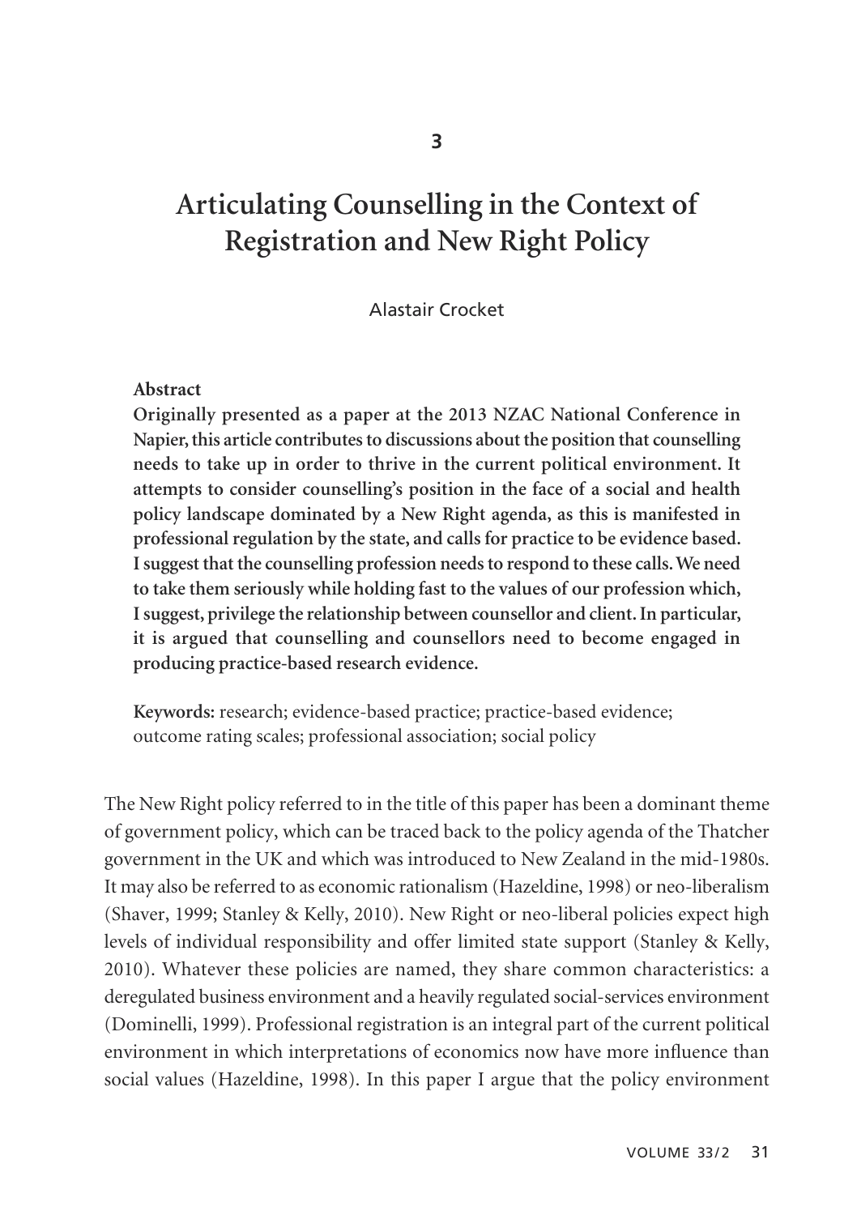3

# Articulating Counselling in the Context of Registration and New Right Policy

Alastair Crocket

**Abstract**

**Originally presented as a paper at the 2013 NZAC National Conference in Napier, this article contributes to discussions about the position that counselling needs to take up in order to thrive in the current political environment. It attempts to consider counselling's position in the face of a social and health policy landscape dominated by a New Right agenda, as this is manifested in professional regulation by the state, and calls for practice to be evidence based. I suggest that the counselling profession needs to respond to these calls. We need to take them seriously while holding fast to the values of our profession which, I suggest, privilege the relationship between counsellor and client. In particular, it is argued that counselling and counsellors need to become engaged in producing practice-based research evidence.**

**Keywords:** research; evidence-based practice; practice-based evidence; outcome rating scales; professional association; social policy

The New Right policy referred to in the title of this paper has been a dominant theme of government policy, which can be traced back to the policy agenda of the Thatcher government in the UK and which was introduced to New Zealand in the mid-1980s. It may also be referred to as economic rationalism (Hazeldine, 1998) or neo-liberalism (Shaver, 1999; Stanley & Kelly, 2010). New Right or neo-liberal policies expect high levels of individual responsibility and offer limited state support (Stanley & Kelly, 2010). Whatever these policies are named, they share common characteristics: a deregulated business environment and a heavily regulated social-services environment (Dominelli, 1999). Professional registration is an integral part of the current political environment in which interpretations of economics now have more influence than social values (Hazeldine, 1998). In this paper I argue that the policy environment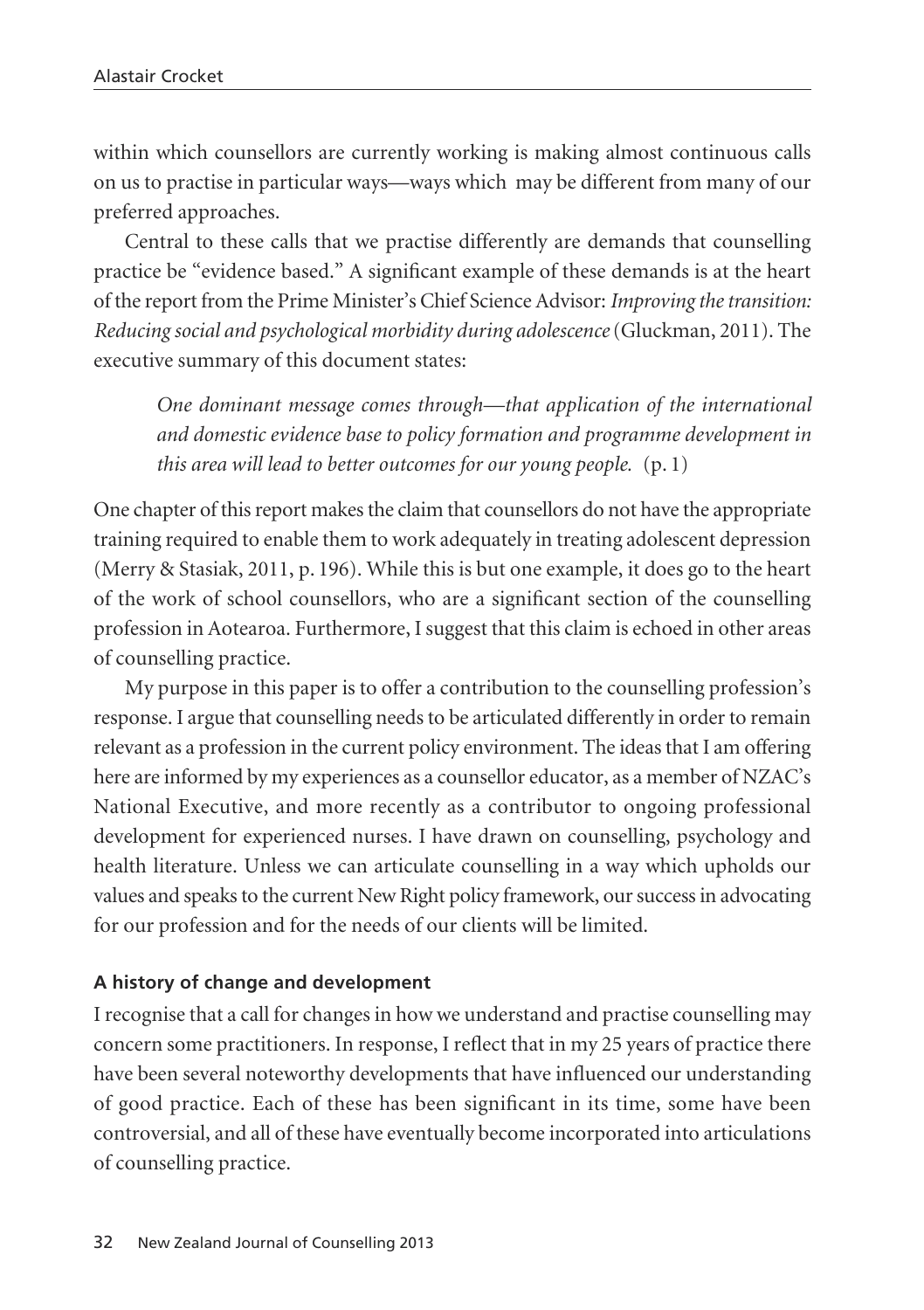within which counsellors are currently working is making almost continuous calls on us to practise in particular ways—ways which may be different from many of our preferred approaches.

Central to these calls that we practise differently are demands that counselling practice be "evidence based." A significant example of these demands is at the heart of the report from the Prime Minister's Chief Science Advisor: *Improving the transition: Reducing social and psychological morbidity during adolescence* (Gluckman, 2011). The executive summary of this document states:

> *One dominant message comes through—that application of the international and domestic evidence base to policy formation and programme development in this area will lead to better outcomes for our young people.* (p. 1)

One chapter of this report makes the claim that counsellors do not have the appropriate training required to enable them to work adequately in treating adolescent depression (Merry & Stasiak, 2011, p. 196). While this is but one example, it does go to the heart of the work of school counsellors, who are a significant section of the counselling profession in Aotearoa. Furthermore, I suggest that this claim is echoed in other areas of counselling practice.

My purpose in this paper is to offer a contribution to the counselling profession's response. I argue that counselling needs to be articulated differently in order to remain relevant as a profession in the current policy environment. The ideas that I am offering here are informed by my experiences as a counsellor educator, as a member of NZAC's National Executive, and more recently as a contributor to ongoing professional development for experienced nurses. I have drawn on counselling, psychology and health literature. Unless we can articulate counselling in a way which upholds our values and speaks to the current New Right policy framework, our success in advocating for our profession and for the needs of our clients will be limited.

#### A history of change and development

I recognise that a call for changes in how we understand and practise counselling may concern some practitioners. In response, I reflect that in my 25 years of practice there have been several noteworthy developments that have influenced our understanding of good practice. Each of these has been significant in its time, some have been controversial, and all of these have eventually become incorporated into articulations of counselling practice.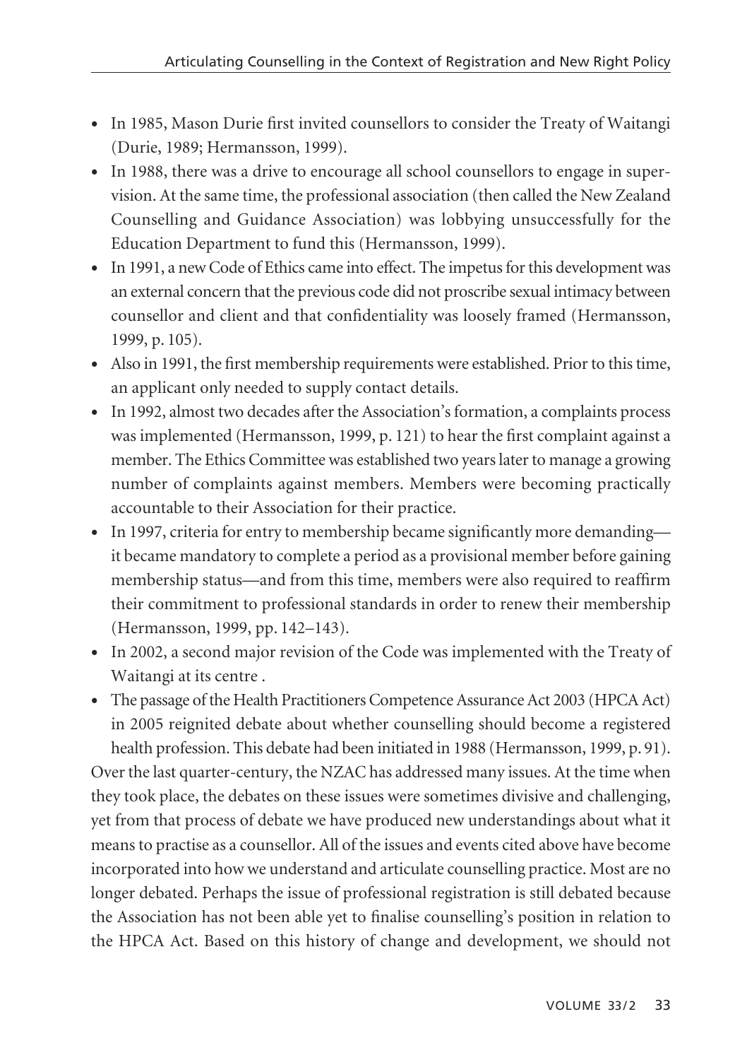- In 1985, Mason Durie first invited counsellors to consider the Treaty of Waitangi (Durie, 1989; Hermansson, 1999).
- In 1988, there was a drive to encourage all school counsellors to engage in supervision. At the same time, the professional association (then called the New Zealand Counselling and Guidance Association) was lobbying unsuccessfully for the Education Department to fund this (Hermansson, 1999).
- In 1991, a new Code of Ethics came into effect. The impetus for this development was an external concern that the previous code did not proscribe sexual intimacy between counsellor and client and that confidentiality was loosely framed (Hermansson, 1999, p. 105).
- Also in 1991, the first membership requirements were established. Prior to this time, an applicant only needed to supply contact details.
- In 1992, almost two decades after the Association's formation, a complaints process was implemented (Hermansson, 1999, p. 121) to hear the first complaint against a member. The Ethics Committee was established two years later to manage a growing number of complaints against members. Members were becoming practically accountable to their Association for their practice.
- In 1997, criteria for entry to membership became significantly more demanding—it became mandatory to complete a period as a provisional member before gaining membership status—and from this time, members were also required to reaffirm their commitment to professional standards in order to renew their membership (Hermansson, 1999, pp. 142–143).
- In 2002, a second major revision of the Code was implemented with the Treaty of Waitangi at its centre .
- The passage of the Health Practitioners Competence Assurance Act 2003 (HPCA Act) in 2005 reignited debate about whether counselling should become a registered health profession. This debate had been initiated in 1988 (Hermansson, 1999, p. 91).

Over the last quarter-century, the NZAC has addressed many issues. At the time when they took place, the debates on these issues were sometimes divisive and challenging, yet from that process of debate we have produced new understandings about what it means to practise as a counsellor. All of the issues and events cited above have become incorporated into how we understand and articulate counselling practice. Most are no longer debated. Perhaps the issue of professional registration is still debated because the Association has not been able yet to finalise counselling's position in relation to the HPCA Act. Based on this history of change and development, we should not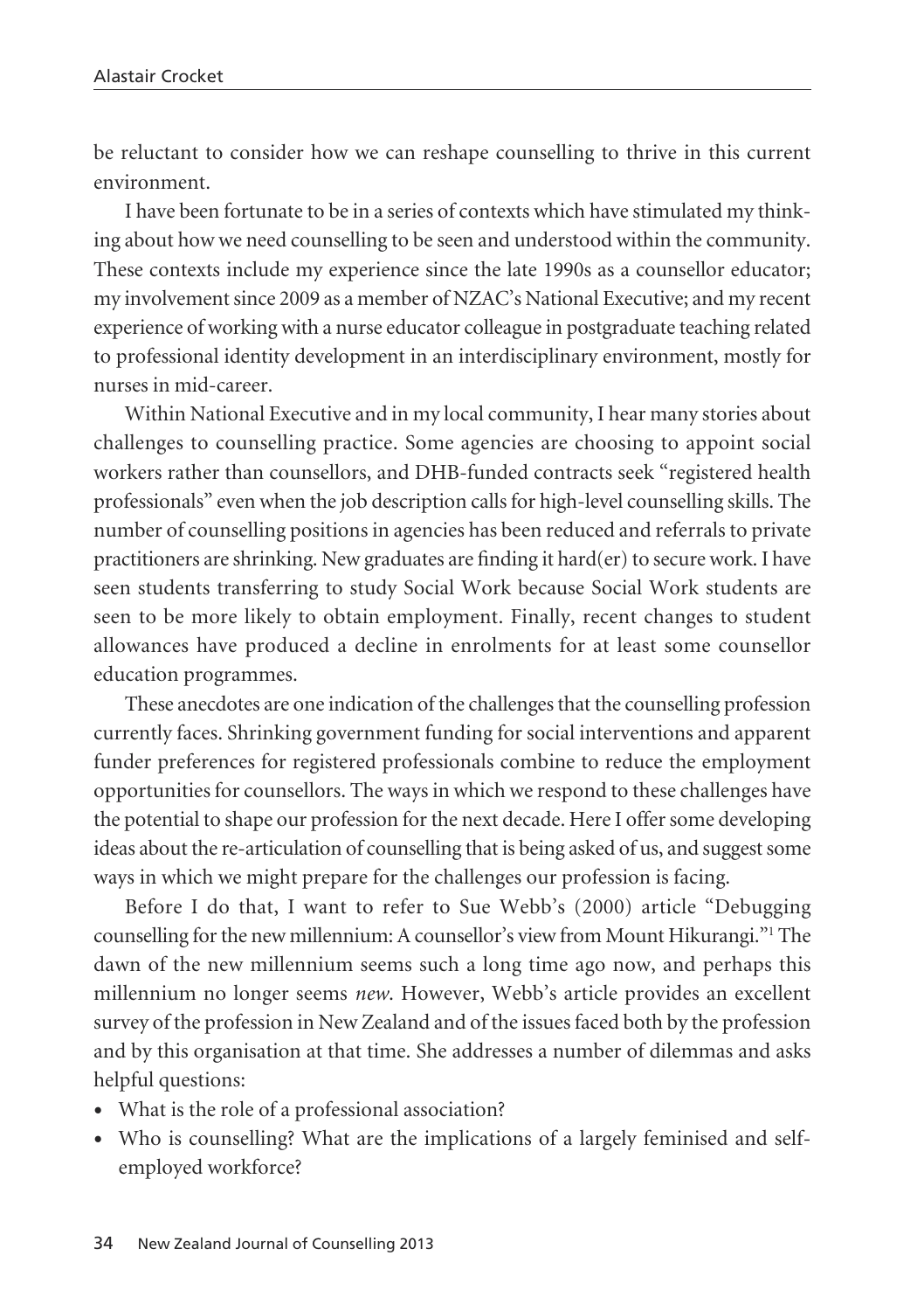be reluctant to consider how we can reshape counselling to thrive in this current environment.

I have been fortunate to be in a series of contexts which have stimulated my thinking about how we need counselling to be seen and understood within the community. These contexts include my experience since the late 1990s as a counsellor educator; my involvement since 2009 as a member of NZAC's National Executive; and my recent experience of working with a nurse educator colleague in postgraduate teaching related to professional identity development in an interdisciplinary environment, mostly for nurses in mid-career.

Within National Executive and in my local community, I hear many stories about challenges to counselling practice. Some agencies are choosing to appoint social workers rather than counsellors, and DHB-funded contracts seek "registered health professionals" even when the job description calls for high-level counselling skills. The number of counselling positions in agencies has been reduced and referrals to private practitioners are shrinking. New graduates are finding it hard(er) to secure work. I have seen students transferring to study Social Work because Social Work students are seen to be more likely to obtain employment. Finally, recent changes to student allowances have produced a decline in enrolments for at least some counsellor education programmes.

These anecdotes are one indication of the challenges that the counselling profession currently faces. Shrinking government funding for social interventions and apparent funder preferences for registered professionals combine to reduce the employment opportunities for counsellors. The ways in which we respond to these challenges have the potential to shape our profession for the next decade. Here I offer some developing ideas about the re-articulation of counselling that is being asked of us, and suggest some ways in which we might prepare for the challenges our profession is facing.

Before I do that, I want to refer to Sue Webb's (2000) article "Debugging counselling for the new millennium: A counsellor's view from Mount Hikurangi."[1] The dawn of the new millennium seems such a long time ago now, and perhaps this millennium no longer seems *new*. However, Webb's article provides an excellent survey of the profession in New Zealand and of the issues faced both by the profession and by this organisation at that time. She addresses a number of dilemmas and asks helpful questions:

- What is the role of a professional association?
- Who is counselling? What are the implications of a largely feminised and self-employed workforce?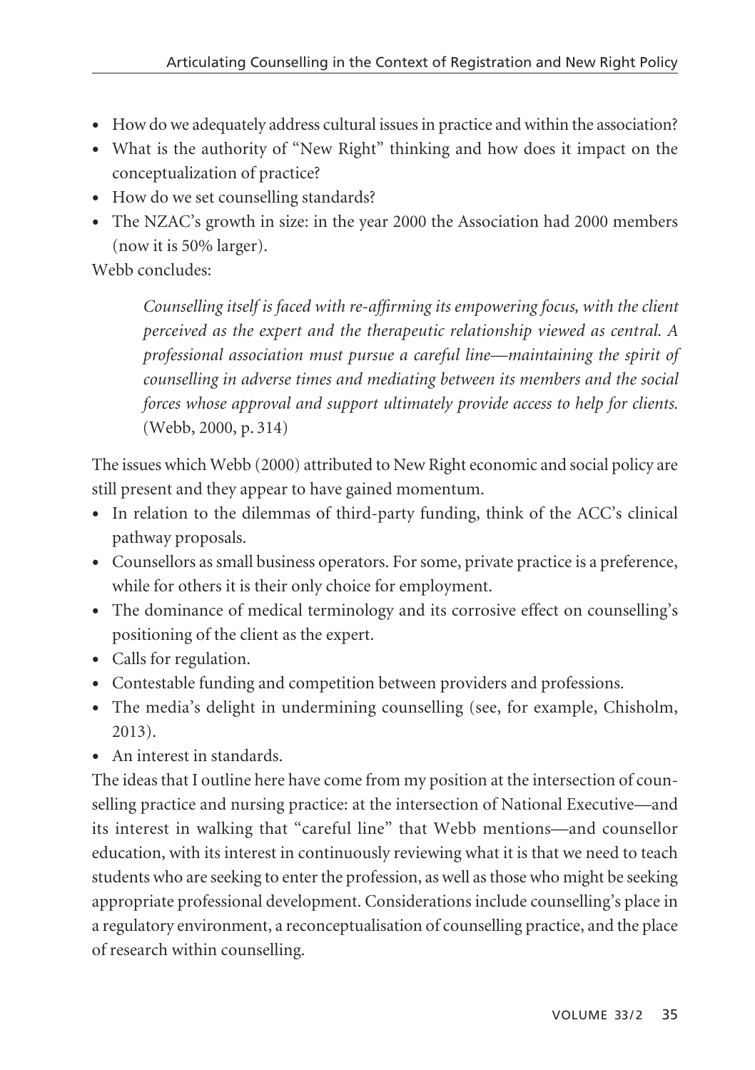- How do we adequately address cultural issues in practice and within the association?
- What is the authority of "New Right" thinking and how does it impact on the conceptualization of practice?
- How do we set counselling standards?
- The NZAC's growth in size: in the year 2000 the Association had 2000 members (now it is 50% larger).

Webb concludes:

> *Counselling itself is faced with re-affirming its empowering focus, with the client perceived as the expert and the therapeutic relationship viewed as central. A professional association must pursue a careful line—maintaining the spirit of counselling in adverse times and mediating between its members and the social forces whose approval and support ultimately provide access to help for clients.* (Webb, 2000, p. 314)

The issues which Webb (2000) attributed to New Right economic and social policy are still present and they appear to have gained momentum.

- In relation to the dilemmas of third-party funding, think of the ACC's clinical pathway proposals.
- Counsellors as small business operators. For some, private practice is a preference, while for others it is their only choice for employment.
- The dominance of medical terminology and its corrosive effect on counselling's positioning of the client as the expert.
- Calls for regulation.
- Contestable funding and competition between providers and professions.
- The media's delight in undermining counselling (see, for example, Chisholm, 2013).
- An interest in standards.

The ideas that I outline here have come from my position at the intersection of counselling practice and nursing practice: at the intersection of National Executive—and its interest in walking that "careful line" that Webb mentions—and counsellor education, with its interest in continuously reviewing what it is that we need to teach students who are seeking to enter the profession, as well as those who might be seeking appropriate professional development. Considerations include counselling's place in a regulatory environment, a reconceptualisation of counselling practice, and the place of research within counselling.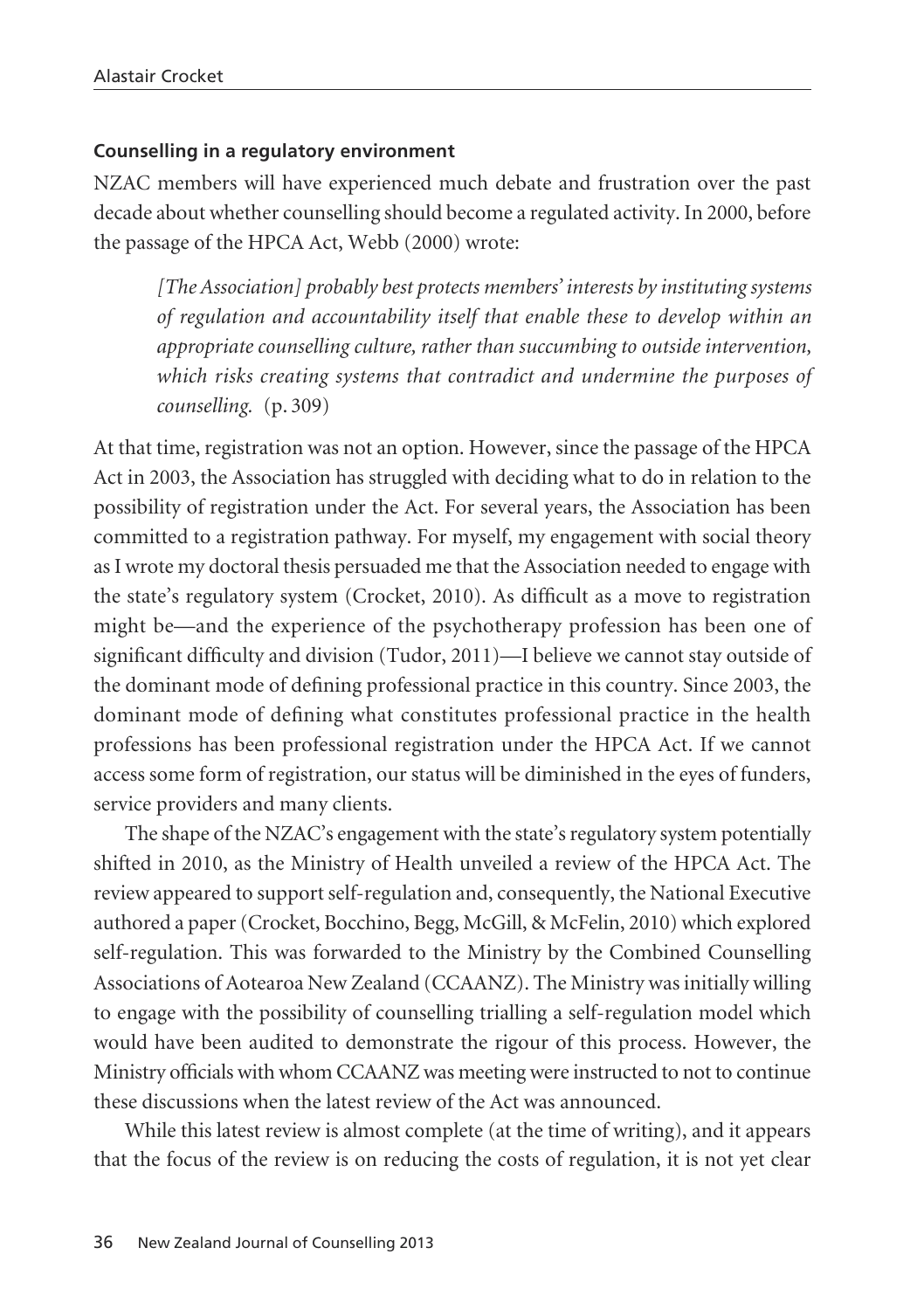### Counselling in a regulatory environment

NZAC members will have experienced much debate and frustration over the past decade about whether counselling should become a regulated activity. In 2000, before the passage of the HPCA Act, Webb (2000) wrote:

> *[The Association] probably best protects members' interests by instituting systems of regulation and accountability itself that enable these to develop within an appropriate counselling culture, rather than succumbing to outside intervention, which risks creating systems that contradict and undermine the purposes of counselling.* (p. 309)

At that time, registration was not an option. However, since the passage of the HPCA Act in 2003, the Association has struggled with deciding what to do in relation to the possibility of registration under the Act. For several years, the Association has been committed to a registration pathway. For myself, my engagement with social theory as I wrote my doctoral thesis persuaded me that the Association needed to engage with the state's regulatory system (Crocket, 2010). As difficult as a move to registration might be—and the experience of the psychotherapy profession has been one of significant difficulty and division (Tudor, 2011)—I believe we cannot stay outside of the dominant mode of defining professional practice in this country. Since 2003, the dominant mode of defining what constitutes professional practice in the health professions has been professional registration under the HPCA Act. If we cannot access some form of registration, our status will be diminished in the eyes of funders, service providers and many clients.

The shape of the NZAC's engagement with the state's regulatory system potentially shifted in 2010, as the Ministry of Health unveiled a review of the HPCA Act. The review appeared to support self-regulation and, consequently, the National Executive authored a paper (Crocket, Bocchino, Begg, McGill, & McFelin, 2010) which explored self-regulation. This was forwarded to the Ministry by the Combined Counselling Associations of Aotearoa New Zealand (CCAANZ). The Ministry was initially willing to engage with the possibility of counselling trialling a self-regulation model which would have been audited to demonstrate the rigour of this process. However, the Ministry officials with whom CCAANZ was meeting were instructed to not to continue these discussions when the latest review of the Act was announced.

While this latest review is almost complete (at the time of writing), and it appears that the focus of the review is on reducing the costs of regulation, it is not yet clear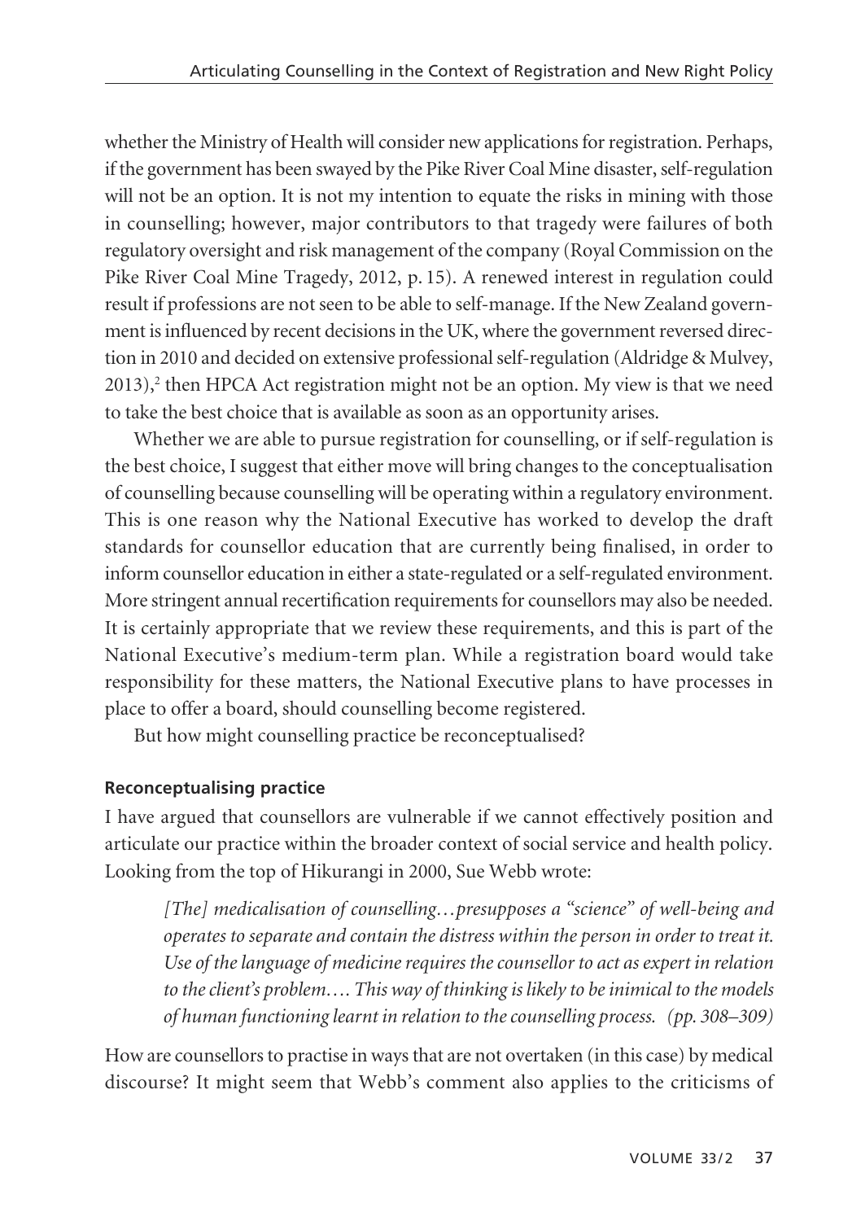whether the Ministry of Health will consider new applications for registration. Perhaps, if the government has been swayed by the Pike River Coal Mine disaster, self-regulation will not be an option. It is not my intention to equate the risks in mining with those in counselling; however, major contributors to that tragedy were failures of both regulatory oversight and risk management of the company (Royal Commission on the Pike River Coal Mine Tragedy, 2012, p. 15). A renewed interest in regulation could result if professions are not seen to be able to self-manage. If the New Zealand government is influenced by recent decisions in the UK, where the government reversed direction in 2010 and decided on extensive professional self-regulation (Aldridge & Mulvey, 2013),[2] then HPCA Act registration might not be an option. My view is that we need to take the best choice that is available as soon as an opportunity arises.

Whether we are able to pursue registration for counselling, or if self-regulation is the best choice, I suggest that either move will bring changes to the conceptualisation of counselling because counselling will be operating within a regulatory environment. This is one reason why the National Executive has worked to develop the draft standards for counsellor education that are currently being finalised, in order to inform counsellor education in either a state-regulated or a self-regulated environment. More stringent annual recertification requirements for counsellors may also be needed. It is certainly appropriate that we review these requirements, and this is part of the National Executive's medium-term plan. While a registration board would take responsibility for these matters, the National Executive plans to have processes in place to offer a board, should counselling become registered.

But how might counselling practice be reconceptualised?

### Reconceptualising practice

I have argued that counsellors are vulnerable if we cannot effectively position and articulate our practice within the broader context of social service and health policy. Looking from the top of Hikurangi in 2000, Sue Webb wrote:

> *[The] medicalisation of counselling…presupposes a "science" of well-being and operates to separate and contain the distress within the person in order to treat it. Use of the language of medicine requires the counsellor to act as expert in relation to the client's problem…. This way of thinking is likely to be inimical to the models of human functioning learnt in relation to the counselling process. (pp. 308–309)*

How are counsellors to practise in ways that are not overtaken (in this case) by medical discourse? It might seem that Webb's comment also applies to the criticisms of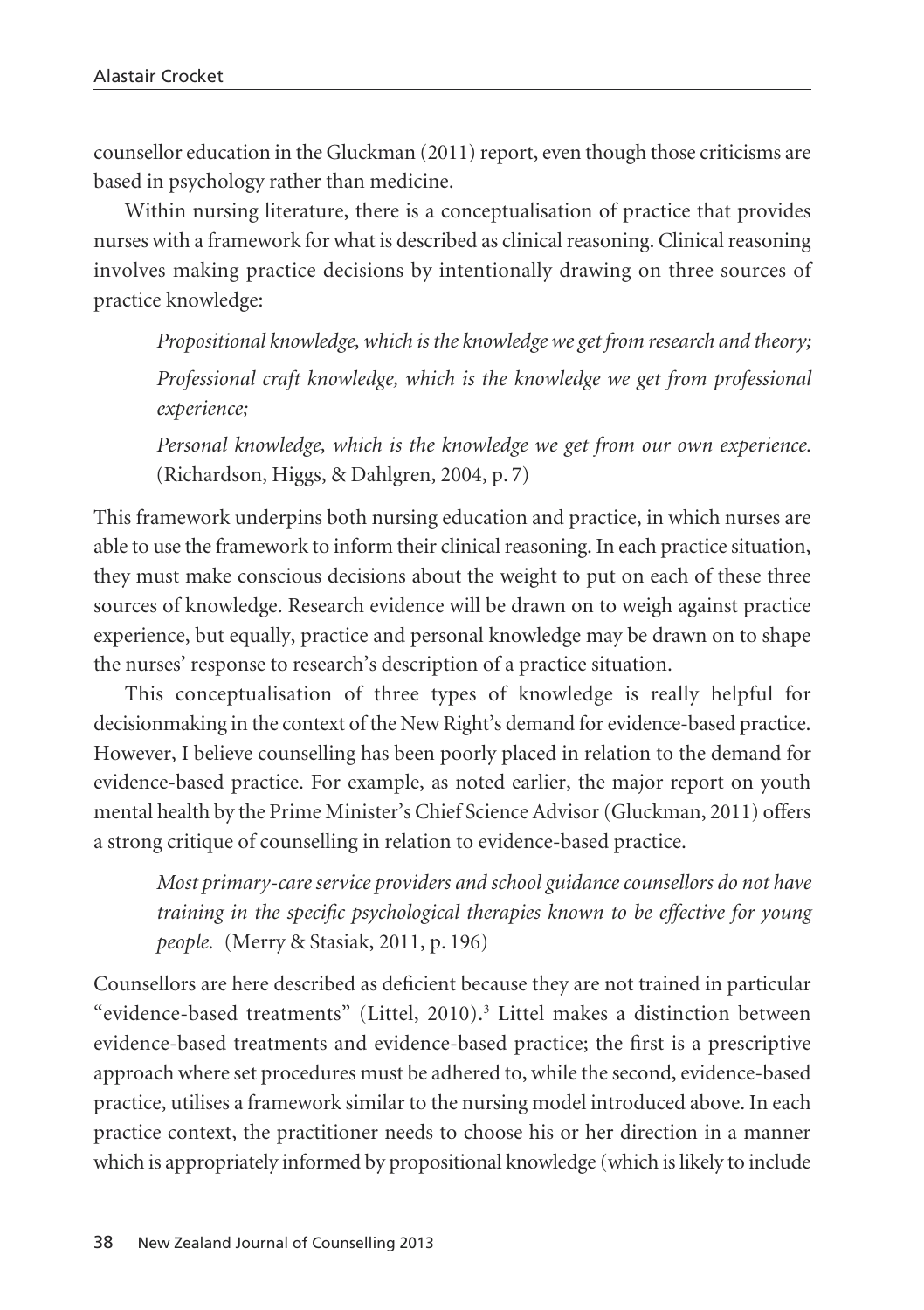counsellor education in the Gluckman (2011) report, even though those criticisms are based in psychology rather than medicine.

Within nursing literature, there is a conceptualisation of practice that provides nurses with a framework for what is described as clinical reasoning. Clinical reasoning involves making practice decisions by intentionally drawing on three sources of practice knowledge:

> *Propositional knowledge, which is the knowledge we get from research and theory;*
>
> *Professional craft knowledge, which is the knowledge we get from professional experience;*
>
> *Personal knowledge, which is the knowledge we get from our own experience.* (Richardson, Higgs, & Dahlgren, 2004, p. 7)

This framework underpins both nursing education and practice, in which nurses are able to use the framework to inform their clinical reasoning. In each practice situation, they must make conscious decisions about the weight to put on each of these three sources of knowledge. Research evidence will be drawn on to weigh against practice experience, but equally, practice and personal knowledge may be drawn on to shape the nurses' response to research's description of a practice situation.

This conceptualisation of three types of knowledge is really helpful for decisionmaking in the context of the New Right's demand for evidence-based practice. However, I believe counselling has been poorly placed in relation to the demand for evidence-based practice. For example, as noted earlier, the major report on youth mental health by the Prime Minister's Chief Science Advisor (Gluckman, 2011) offers a strong critique of counselling in relation to evidence-based practice.

> *Most primary-care service providers and school guidance counsellors do not have training in the specific psychological therapies known to be effective for young people.* (Merry & Stasiak, 2011, p. 196)

Counsellors are here described as deficient because they are not trained in particular "evidence-based treatments" (Littel, 2010).[3] Littel makes a distinction between evidence-based treatments and evidence-based practice; the first is a prescriptive approach where set procedures must be adhered to, while the second, evidence-based practice, utilises a framework similar to the nursing model introduced above. In each practice context, the practitioner needs to choose his or her direction in a manner which is appropriately informed by propositional knowledge (which is likely to include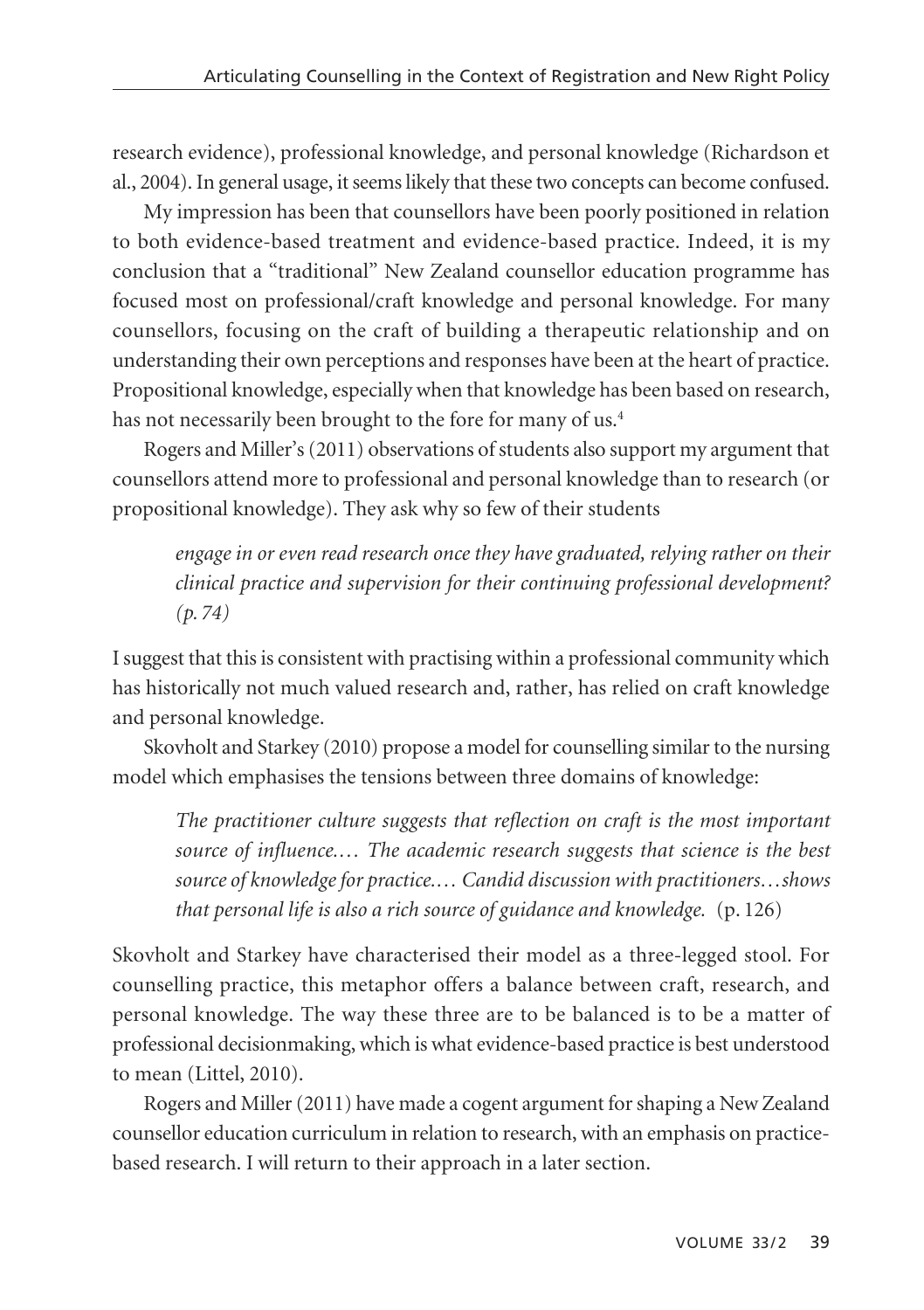research evidence), professional knowledge, and personal knowledge (Richardson et al., 2004). In general usage, it seems likely that these two concepts can become confused.

My impression has been that counsellors have been poorly positioned in relation to both evidence-based treatment and evidence-based practice. Indeed, it is my conclusion that a "traditional" New Zealand counsellor education programme has focused most on professional/craft knowledge and personal knowledge. For many counsellors, focusing on the craft of building a therapeutic relationship and on understanding their own perceptions and responses have been at the heart of practice. Propositional knowledge, especially when that knowledge has been based on research, has not necessarily been brought to the fore for many of us.[4]

Rogers and Miller's (2011) observations of students also support my argument that counsellors attend more to professional and personal knowledge than to research (or propositional knowledge). They ask why so few of their students

> *engage in or even read research once they have graduated, relying rather on their clinical practice and supervision for their continuing professional development? (p. 74)*

I suggest that this is consistent with practising within a professional community which has historically not much valued research and, rather, has relied on craft knowledge and personal knowledge.

Skovholt and Starkey (2010) propose a model for counselling similar to the nursing model which emphasises the tensions between three domains of knowledge:

> *The practitioner culture suggests that reflection on craft is the most important source of influence.… The academic research suggests that science is the best source of knowledge for practice.… Candid discussion with practitioners…shows that personal life is also a rich source of guidance and knowledge.* (p. 126)

Skovholt and Starkey have characterised their model as a three-legged stool. For counselling practice, this metaphor offers a balance between craft, research, and personal knowledge. The way these three are to be balanced is to be a matter of professional decisionmaking, which is what evidence-based practice is best understood to mean (Littel, 2010).

Rogers and Miller (2011) have made a cogent argument for shaping a New Zealand counsellor education curriculum in relation to research, with an emphasis on practice-based research. I will return to their approach in a later section.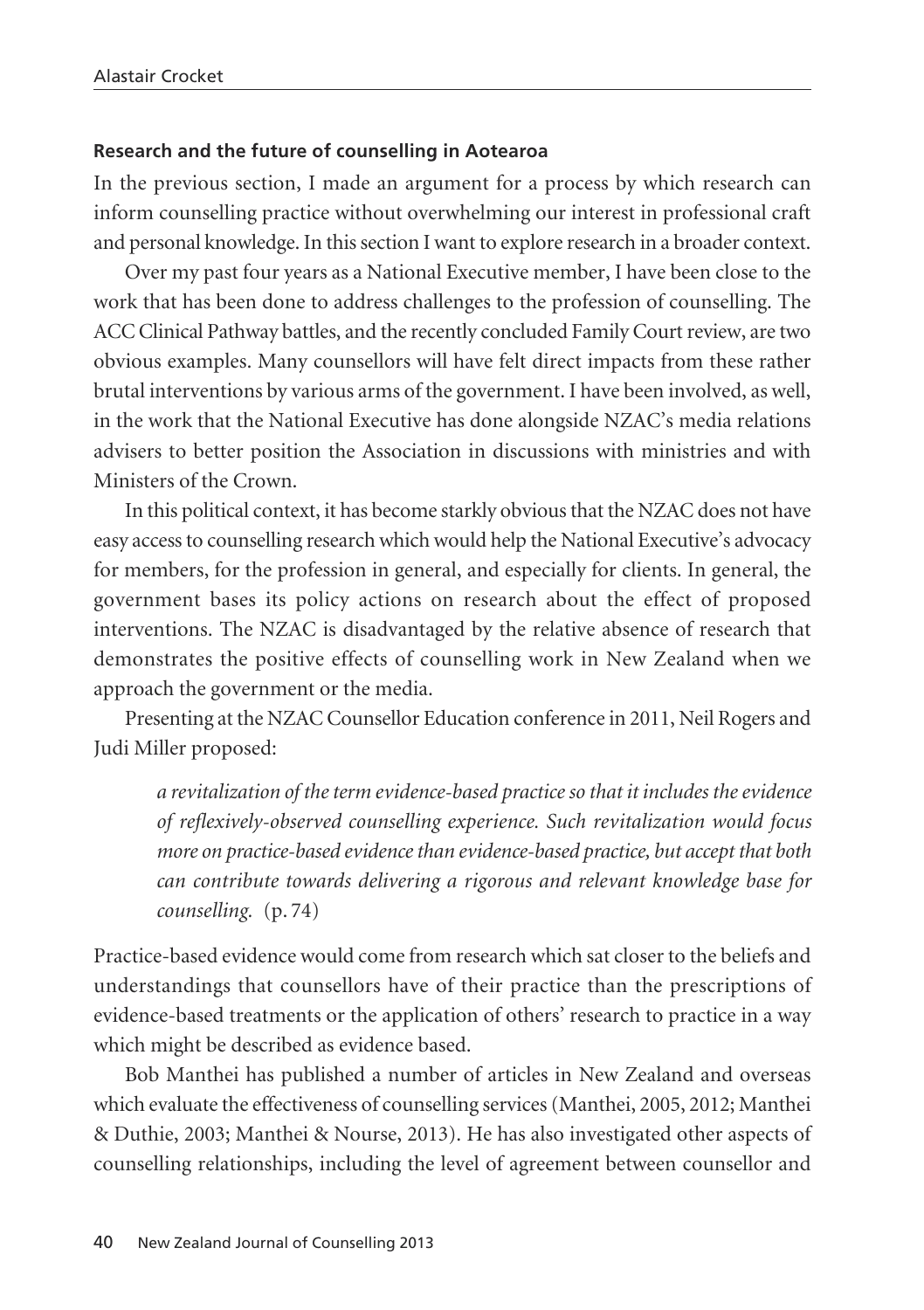### Research and the future of counselling in Aotearoa

In the previous section, I made an argument for a process by which research can inform counselling practice without overwhelming our interest in professional craft and personal knowledge. In this section I want to explore research in a broader context.

Over my past four years as a National Executive member, I have been close to the work that has been done to address challenges to the profession of counselling. The ACC Clinical Pathway battles, and the recently concluded Family Court review, are two obvious examples. Many counsellors will have felt direct impacts from these rather brutal interventions by various arms of the government. I have been involved, as well, in the work that the National Executive has done alongside NZAC's media relations advisers to better position the Association in discussions with ministries and with Ministers of the Crown.

In this political context, it has become starkly obvious that the NZAC does not have easy access to counselling research which would help the National Executive's advocacy for members, for the profession in general, and especially for clients. In general, the government bases its policy actions on research about the effect of proposed interventions. The NZAC is disadvantaged by the relative absence of research that demonstrates the positive effects of counselling work in New Zealand when we approach the government or the media.

Presenting at the NZAC Counsellor Education conference in 2011, Neil Rogers and Judi Miller proposed:

> *a revitalization of the term evidence-based practice so that it includes the evidence of reflexively-observed counselling experience. Such revitalization would focus more on practice-based evidence than evidence-based practice, but accept that both can contribute towards delivering a rigorous and relevant knowledge base for counselling.* (p. 74)

Practice-based evidence would come from research which sat closer to the beliefs and understandings that counsellors have of their practice than the prescriptions of evidence-based treatments or the application of others' research to practice in a way which might be described as evidence based.

Bob Manthei has published a number of articles in New Zealand and overseas which evaluate the effectiveness of counselling services (Manthei, 2005, 2012; Manthei & Duthie, 2003; Manthei & Nourse, 2013). He has also investigated other aspects of counselling relationships, including the level of agreement between counsellor and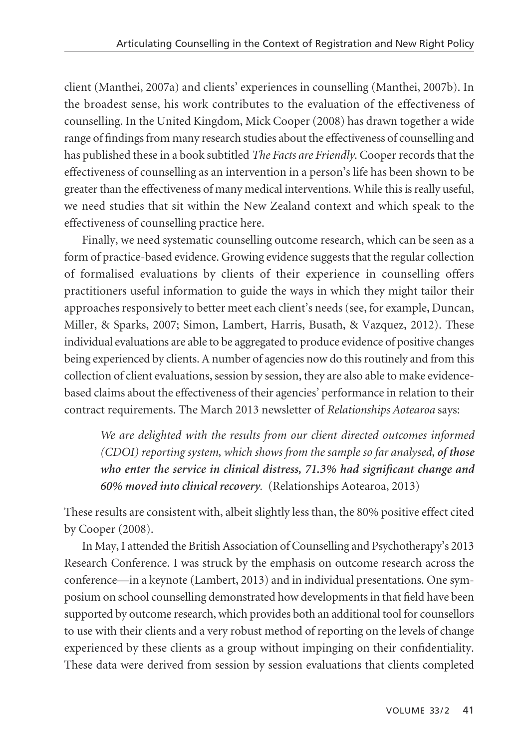client (Manthei, 2007a) and clients' experiences in counselling (Manthei, 2007b). In the broadest sense, his work contributes to the evaluation of the effectiveness of counselling. In the United Kingdom, Mick Cooper (2008) has drawn together a wide range of findings from many research studies about the effectiveness of counselling and has published these in a book subtitled *The Facts are Friendly*. Cooper records that the effectiveness of counselling as an intervention in a person's life has been shown to be greater than the effectiveness of many medical interventions. While this is really useful, we need studies that sit within the New Zealand context and which speak to the effectiveness of counselling practice here.

Finally, we need systematic counselling outcome research, which can be seen as a form of practice-based evidence. Growing evidence suggests that the regular collection of formalised evaluations by clients of their experience in counselling offers practitioners useful information to guide the ways in which they might tailor their approaches responsively to better meet each client's needs (see, for example, Duncan, Miller, & Sparks, 2007; Simon, Lambert, Harris, Busath, & Vazquez, 2012). These individual evaluations are able to be aggregated to produce evidence of positive changes being experienced by clients. A number of agencies now do this routinely and from this collection of client evaluations, session by session, they are also able to make evidence-based claims about the effectiveness of their agencies' performance in relation to their contract requirements. The March 2013 newsletter of *Relationships Aotearoa* says:

> *We are delighted with the results from our client directed outcomes informed (CDOI) reporting system, which shows from the sample so far analysed,* ***of those who enter the service in clinical distress, 71.3% had significant change and 60% moved into clinical recovery****.* (Relationships Aotearoa, 2013)

These results are consistent with, albeit slightly less than, the 80% positive effect cited by Cooper (2008).

In May, I attended the British Association of Counselling and Psychotherapy's 2013 Research Conference. I was struck by the emphasis on outcome research across the conference—in a keynote (Lambert, 2013) and in individual presentations. One symposium on school counselling demonstrated how developments in that field have been supported by outcome research, which provides both an additional tool for counsellors to use with their clients and a very robust method of reporting on the levels of change experienced by these clients as a group without impinging on their confidentiality. These data were derived from session by session evaluations that clients completed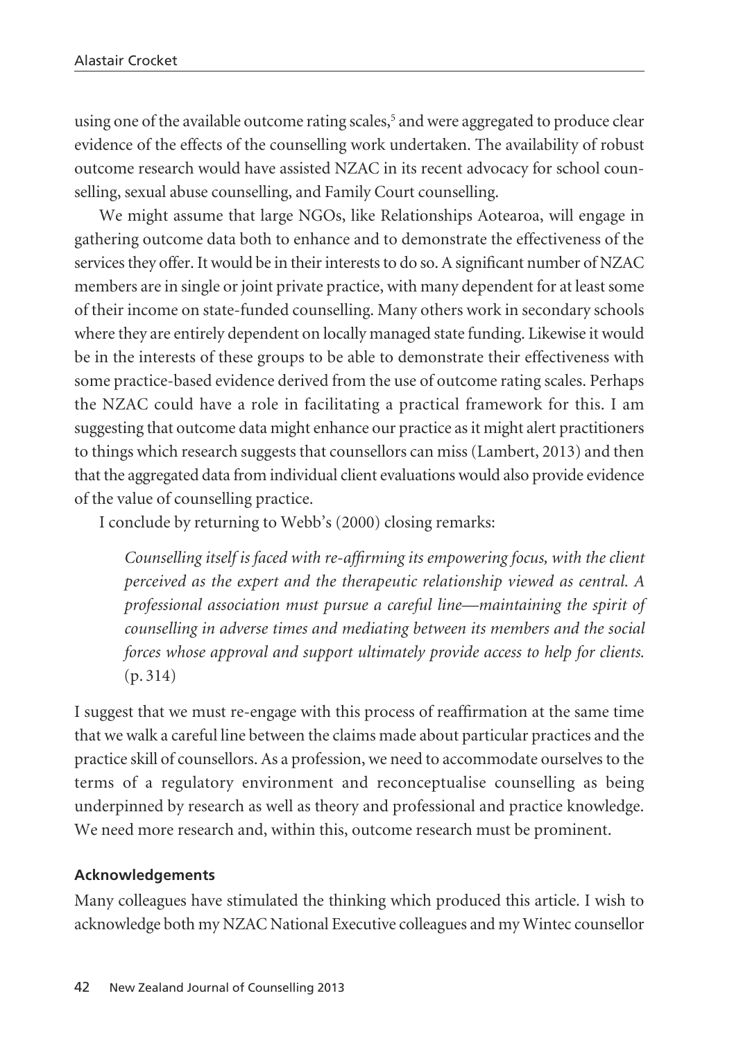using one of the available outcome rating scales,[5] and were aggregated to produce clear evidence of the effects of the counselling work undertaken. The availability of robust outcome research would have assisted NZAC in its recent advocacy for school counselling, sexual abuse counselling, and Family Court counselling.

We might assume that large NGOs, like Relationships Aotearoa, will engage in gathering outcome data both to enhance and to demonstrate the effectiveness of the services they offer. It would be in their interests to do so. A significant number of NZAC members are in single or joint private practice, with many dependent for at least some of their income on state-funded counselling. Many others work in secondary schools where they are entirely dependent on locally managed state funding. Likewise it would be in the interests of these groups to be able to demonstrate their effectiveness with some practice-based evidence derived from the use of outcome rating scales. Perhaps the NZAC could have a role in facilitating a practical framework for this. I am suggesting that outcome data might enhance our practice as it might alert practitioners to things which research suggests that counsellors can miss (Lambert, 2013) and then that the aggregated data from individual client evaluations would also provide evidence of the value of counselling practice.

I conclude by returning to Webb's (2000) closing remarks:

> *Counselling itself is faced with re-affirming its empowering focus, with the client perceived as the expert and the therapeutic relationship viewed as central. A professional association must pursue a careful line—maintaining the spirit of counselling in adverse times and mediating between its members and the social forces whose approval and support ultimately provide access to help for clients.* (p. 314)

I suggest that we must re-engage with this process of reaffirmation at the same time that we walk a careful line between the claims made about particular practices and the practice skill of counsellors. As a profession, we need to accommodate ourselves to the terms of a regulatory environment and reconceptualise counselling as being underpinned by research as well as theory and professional and practice knowledge. We need more research and, within this, outcome research must be prominent.

### Acknowledgements

Many colleagues have stimulated the thinking which produced this article. I wish to acknowledge both my NZAC National Executive colleagues and my Wintec counsellor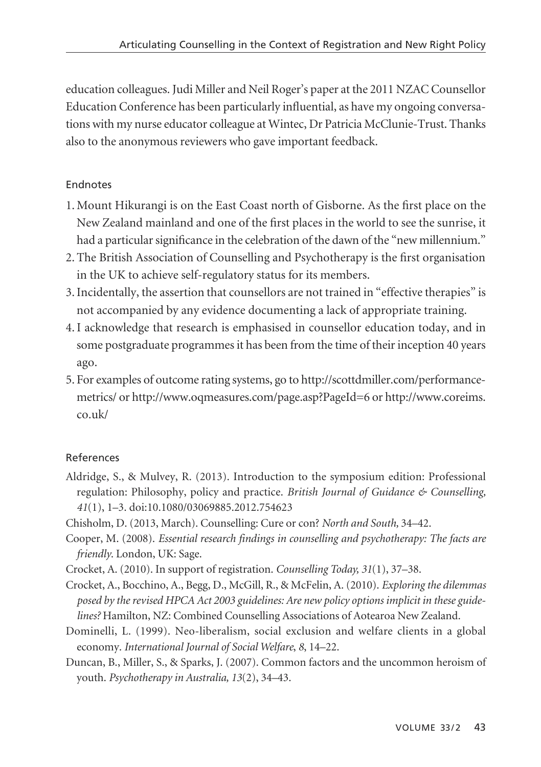education colleagues. Judi Miller and Neil Roger's paper at the 2011 NZAC Counsellor Education Conference has been particularly influential, as have my ongoing conversations with my nurse educator colleague at Wintec, Dr Patricia McClunie-Trust. Thanks also to the anonymous reviewers who gave important feedback.

## Endnotes

1. Mount Hikurangi is on the East Coast north of Gisborne. As the first place on the New Zealand mainland and one of the first places in the world to see the sunrise, it had a particular significance in the celebration of the dawn of the "new millennium."
2. The British Association of Counselling and Psychotherapy is the first organisation in the UK to achieve self-regulatory status for its members.
3. Incidentally, the assertion that counsellors are not trained in "effective therapies" is not accompanied by any evidence documenting a lack of appropriate training.
4. I acknowledge that research is emphasised in counsellor education today, and in some postgraduate programmes it has been from the time of their inception 40 years ago.
5. For examples of outcome rating systems, go to http://scottdmiller.com/performance-metrics/ or http://www.oqmeasures.com/page.asp?PageId=6 or http://www.coreims.co.uk/

## References

Aldridge, S., & Mulvey, R. (2013). Introduction to the symposium edition: Professional regulation: Philosophy, policy and practice. *British Journal of Guidance & Counselling, 41*(1), 1–3. doi:10.1080/03069885.2012.754623

Chisholm, D. (2013, March). Counselling: Cure or con? *North and South,* 34–42.

Cooper, M. (2008). *Essential research findings in counselling and psychotherapy: The facts are friendly*. London, UK: Sage.

Crocket, A. (2010). In support of registration. *Counselling Today, 31*(1), 37–38.

Crocket, A., Bocchino, A., Begg, D., McGill, R., & McFelin, A. (2010). *Exploring the dilemmas posed by the revised HPCA Act 2003 guidelines: Are new policy options implicit in these guidelines?* Hamilton, NZ: Combined Counselling Associations of Aotearoa New Zealand.

Dominelli, L. (1999). Neo-liberalism, social exclusion and welfare clients in a global economy. *International Journal of Social Welfare, 8*, 14–22.

Duncan, B., Miller, S., & Sparks, J. (2007). Common factors and the uncommon heroism of youth. *Psychotherapy in Australia, 13*(2), 34–43.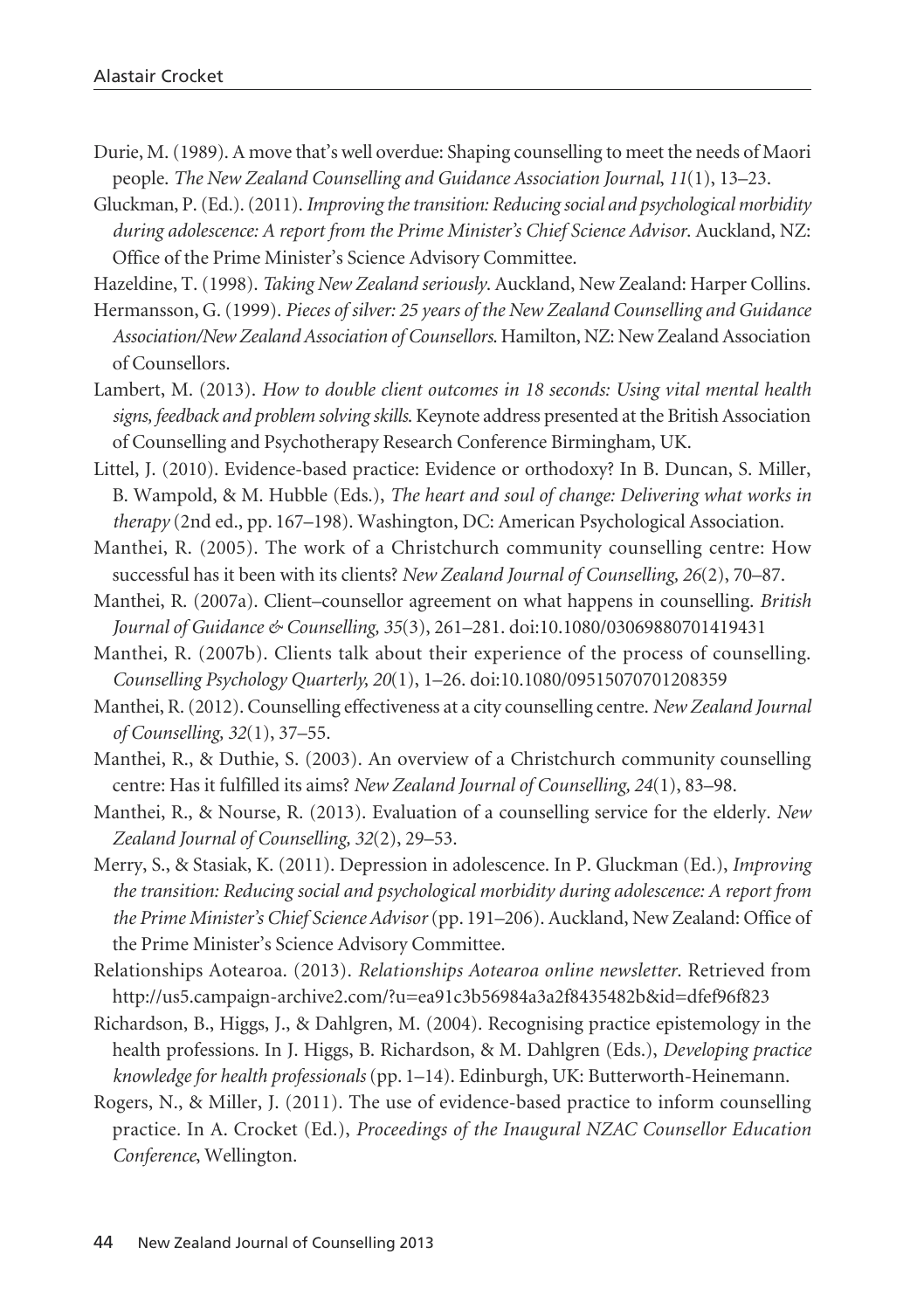Durie, M. (1989). A move that's well overdue: Shaping counselling to meet the needs of Maori people. *The New Zealand Counselling and Guidance Association Journal, 11*(1), 13–23.

Gluckman, P. (Ed.). (2011). *Improving the transition: Reducing social and psychological morbidity during adolescence: A report from the Prime Minister's Chief Science Advisor*. Auckland, NZ: Office of the Prime Minister's Science Advisory Committee.

Hazeldine, T. (1998). *Taking New Zealand seriously*. Auckland, New Zealand: Harper Collins.

Hermansson, G. (1999). *Pieces of silver: 25 years of the New Zealand Counselling and Guidance Association/New Zealand Association of Counsellors*. Hamilton, NZ: New Zealand Association of Counsellors.

Lambert, M. (2013). *How to double client outcomes in 18 seconds: Using vital mental health signs, feedback and problem solving skills*. Keynote address presented at the British Association of Counselling and Psychotherapy Research Conference Birmingham, UK.

Littel, J. (2010). Evidence-based practice: Evidence or orthodoxy? In B. Duncan, S. Miller, B. Wampold, & M. Hubble (Eds.), *The heart and soul of change: Delivering what works in therapy* (2nd ed., pp. 167–198). Washington, DC: American Psychological Association.

Manthei, R. (2005). The work of a Christchurch community counselling centre: How successful has it been with its clients? *New Zealand Journal of Counselling, 26*(2), 70–87.

Manthei, R. (2007a). Client–counsellor agreement on what happens in counselling. *British Journal of Guidance & Counselling, 35*(3), 261–281. doi:10.1080/03069880701419431

Manthei, R. (2007b). Clients talk about their experience of the process of counselling. *Counselling Psychology Quarterly, 20*(1), 1–26. doi:10.1080/09515070701208359

Manthei, R. (2012). Counselling effectiveness at a city counselling centre. *New Zealand Journal of Counselling, 32*(1), 37–55.

Manthei, R., & Duthie, S. (2003). An overview of a Christchurch community counselling centre: Has it fulfilled its aims? *New Zealand Journal of Counselling, 24*(1), 83–98.

Manthei, R., & Nourse, R. (2013). Evaluation of a counselling service for the elderly. *New Zealand Journal of Counselling, 32*(2), 29–53.

Merry, S., & Stasiak, K. (2011). Depression in adolescence. In P. Gluckman (Ed.), *Improving the transition: Reducing social and psychological morbidity during adolescence: A report from the Prime Minister's Chief Science Advisor* (pp. 191–206). Auckland, New Zealand: Office of the Prime Minister's Science Advisory Committee.

Relationships Aotearoa. (2013). *Relationships Aotearoa online newsletter*. Retrieved from http://us5.campaign-archive2.com/?u=ea91c3b56984a3a2f8435482b&id=dfef96f823

Richardson, B., Higgs, J., & Dahlgren, M. (2004). Recognising practice epistemology in the health professions. In J. Higgs, B. Richardson, & M. Dahlgren (Eds.), *Developing practice knowledge for health professionals* (pp. 1–14). Edinburgh, UK: Butterworth-Heinemann.

Rogers, N., & Miller, J. (2011). The use of evidence-based practice to inform counselling practice. In A. Crocket (Ed.), *Proceedings of the Inaugural NZAC Counsellor Education Conference*, Wellington.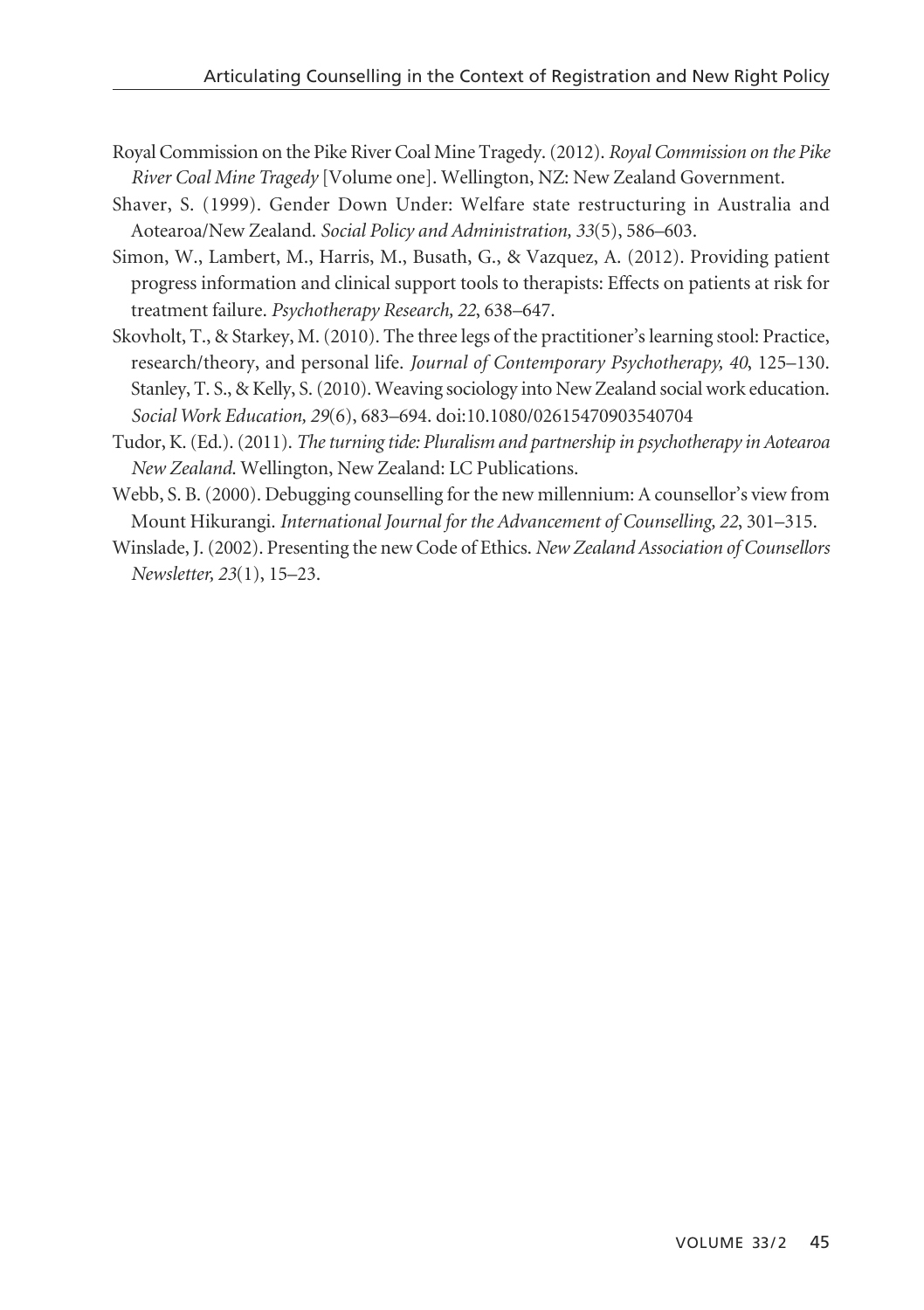Royal Commission on the Pike River Coal Mine Tragedy. (2012). *Royal Commission on the Pike River Coal Mine Tragedy* [Volume one]. Wellington, NZ: New Zealand Government.

Shaver, S. (1999). Gender Down Under: Welfare state restructuring in Australia and Aotearoa/New Zealand. *Social Policy and Administration, 33*(5), 586–603.

Simon, W., Lambert, M., Harris, M., Busath, G., & Vazquez, A. (2012). Providing patient progress information and clinical support tools to therapists: Effects on patients at risk for treatment failure. *Psychotherapy Research, 22*, 638–647.

Skovholt, T., & Starkey, M. (2010). The three legs of the practitioner's learning stool: Practice, research/theory, and personal life. *Journal of Contemporary Psychotherapy, 40*, 125–130.

Stanley, T. S., & Kelly, S. (2010). Weaving sociology into New Zealand social work education. *Social Work Education, 29*(6), 683–694. doi:10.1080/02615470903540704

Tudor, K. (Ed.). (2011). *The turning tide: Pluralism and partnership in psychotherapy in Aotearoa New Zealand*. Wellington, New Zealand: LC Publications.

Webb, S. B. (2000). Debugging counselling for the new millennium: A counsellor's view from Mount Hikurangi. *International Journal for the Advancement of Counselling, 22*, 301–315.

Winslade, J. (2002). Presenting the new Code of Ethics. *New Zealand Association of Counsellors Newsletter, 23*(1), 15–23.